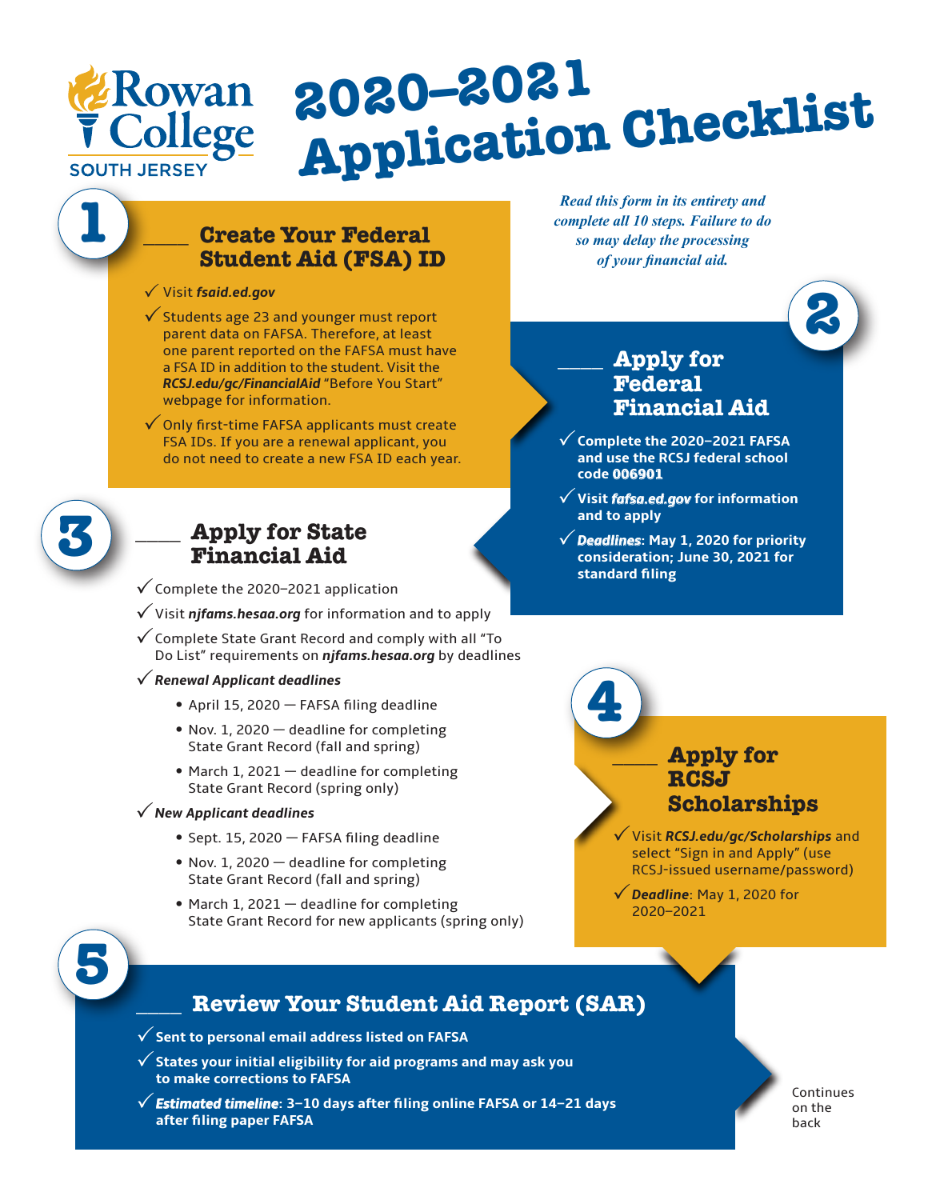Rowan College SOUTH JERSEY

# 2020–2021 Application Checklist

*Read this form in its entirety and complete all 10 steps. Failure to do so may delay the processing of your financial aid.*

## 1 ____ Create Your Federal Student Aid (FSA) ID

- ✓ Visit ***fsaid.ed.gov***
- ✓ Students age 23 and younger must report parent data on FAFSA. Therefore, at least one parent reported on the FAFSA must have a FSA ID in addition to the student. Visit the ***RCSJ.edu/gc/FinancialAid*** "Before You Start" webpage for information.
- ✓ Only first-time FAFSA applicants must create FSA IDs. If you are a renewal applicant, you do not need to create a new FSA ID each year.

## 2 ____ Apply for Federal Financial Aid

- ✓ **Complete the 2020–2021 FAFSA and use the RCSJ federal school code 006901**
- ✓ **Visit *fafsa.ed.gov* for information and to apply**
- ✓ ***Deadlines*: May 1, 2020 for priority consideration; June 30, 2021 for standard filing**

## 3 ____ Apply for State Financial Aid

- ✓ Complete the 2020–2021 application
- ✓ Visit ***njfams.hesaa.org*** for information and to apply
- ✓ Complete State Grant Record and comply with all "To Do List" requirements on ***njfams.hesaa.org*** by deadlines
- ✓ ***Renewal Applicant deadlines***
  - April 15, 2020 — FAFSA filing deadline
  - Nov. 1, 2020 — deadline for completing State Grant Record (fall and spring)
  - March 1, 2021 — deadline for completing State Grant Record (spring only)
- ✓ ***New Applicant deadlines***
  - Sept. 15, 2020 — FAFSA filing deadline
  - Nov. 1, 2020 — deadline for completing State Grant Record (fall and spring)
  - March 1, 2021 — deadline for completing State Grant Record for new applicants (spring only)

## 4 ____ Apply for RCSJ Scholarships

- ✓ Visit ***RCSJ.edu/gc/Scholarships*** and select "Sign in and Apply" (use RCSJ-issued username/password)
- ✓ ***Deadline***: May 1, 2020 for 2020–2021

## 5 ____ Review Your Student Aid Report (SAR)

- ✓ **Sent to personal email address listed on FAFSA**
- ✓ **States your initial eligibility for aid programs and may ask you to make corrections to FAFSA**
- ✓ ***Estimated timeline*: 3–10 days after filing online FAFSA or 14–21 days after filing paper FAFSA**

Continues on the back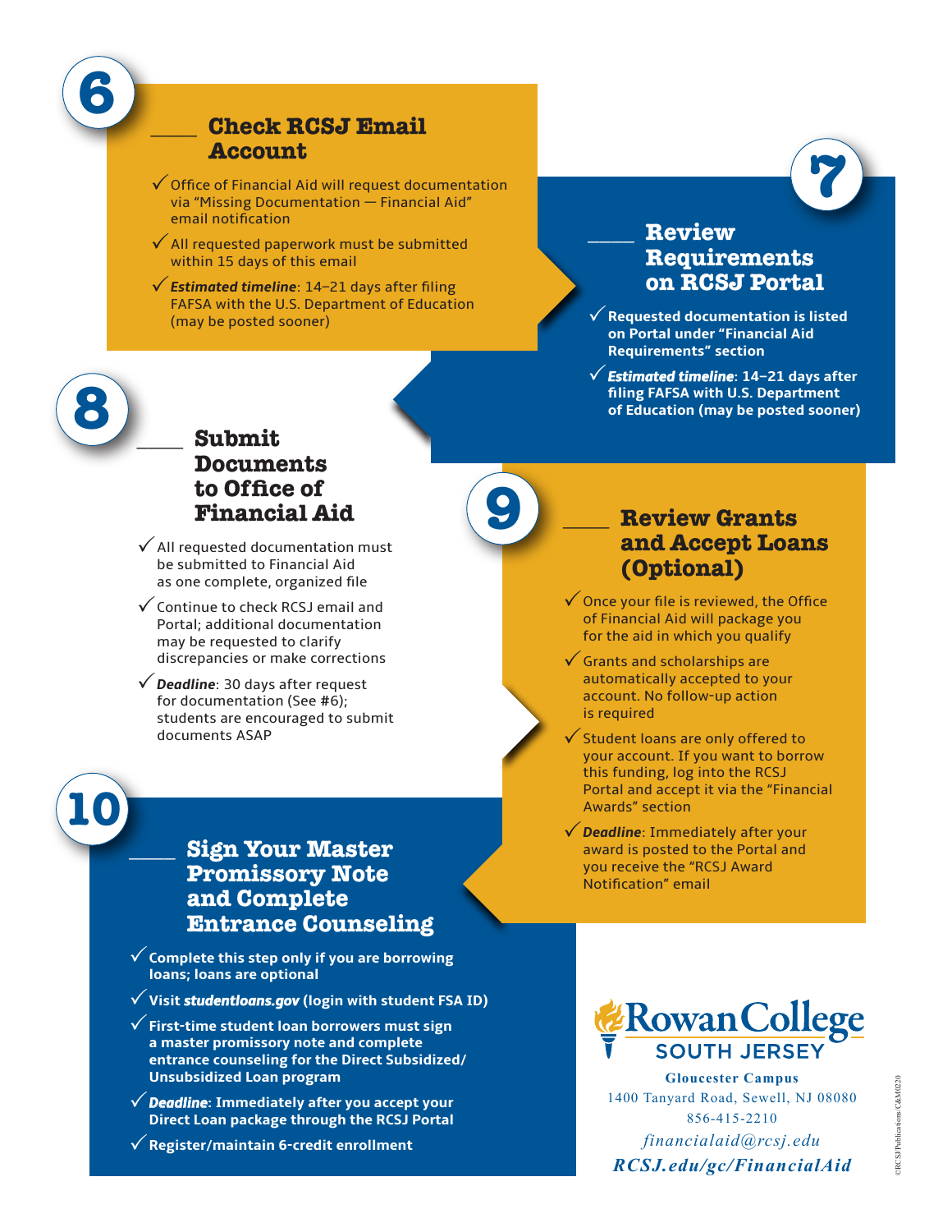## 6 ____ Check RCSJ Email Account

- ✓ Office of Financial Aid will request documentation via "Missing Documentation — Financial Aid" email notification
- ✓ All requested paperwork must be submitted within 15 days of this email
- ✓ ***Estimated timeline***: 14–21 days after filing FAFSA with the U.S. Department of Education (may be posted sooner)

## 7 ____ Review Requirements on RCSJ Portal

- ✓ **Requested documentation is listed on Portal under "Financial Aid Requirements" section**
- ✓ ***Estimated timeline*: 14–21 days after filing FAFSA with U.S. Department of Education (may be posted sooner)**

## 8 ____ Submit Documents to Office of Financial Aid

- ✓ All requested documentation must be submitted to Financial Aid as one complete, organized file
- ✓ Continue to check RCSJ email and Portal; additional documentation may be requested to clarify discrepancies or make corrections
- ✓ ***Deadline***: 30 days after request for documentation (See #6); students are encouraged to submit documents ASAP

## 9 ____ Review Grants and Accept Loans (Optional)

- ✓ Once your file is reviewed, the Office of Financial Aid will package you for the aid in which you qualify
- ✓ Grants and scholarships are automatically accepted to your account. No follow-up action is required
- ✓ Student loans are only offered to your account. If you want to borrow this funding, log into the RCSJ Portal and accept it via the "Financial Awards" section
- ✓ ***Deadline***: Immediately after your award is posted to the Portal and you receive the "RCSJ Award Notification" email

## 10 ____ Sign Your Master Promissory Note and Complete Entrance Counseling

- ✓ **Complete this step only if you are borrowing loans; loans are optional**
- ✓ **Visit *studentloans.gov* (login with student FSA ID)**
- ✓ **First-time student loan borrowers must sign a master promissory note and complete entrance counseling for the Direct Subsidized/ Unsubsidized Loan program**
- ✓ ***Deadline*: Immediately after you accept your Direct Loan package through the RCSJ Portal**
- ✓ **Register/maintain 6-credit enrollment**

Rowan College SOUTH JERSEY

**Gloucester Campus**
1400 Tanyard Road, Sewell, NJ 08080
856-415-2210
*financialaid@rcsj.edu*
***RCSJ.edu/gc/FinancialAid***

©RCSJ Publications C&M0220